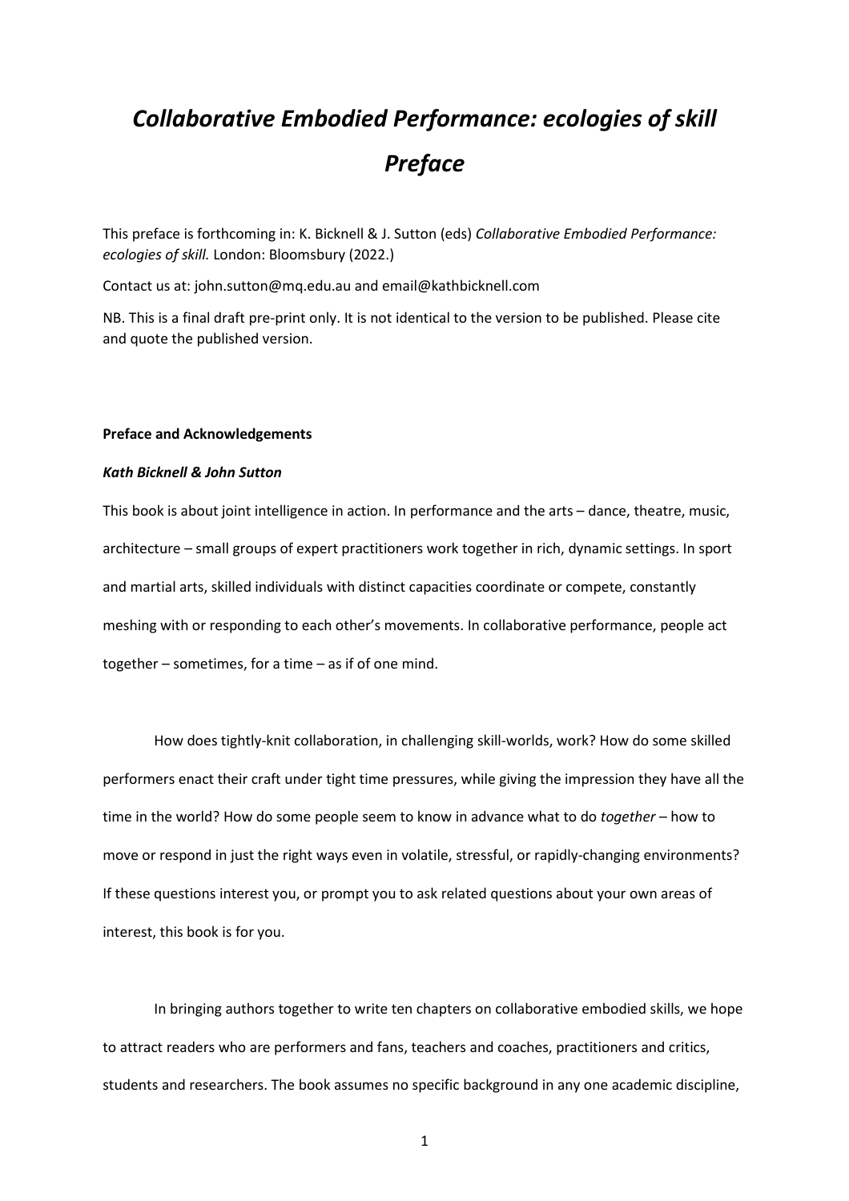# *Collaborative Embodied Performance: ecologies of skill*
# *Preface*

This preface is forthcoming in: K. Bicknell & J. Sutton (eds) *Collaborative Embodied Performance: ecologies of skill.* London: Bloomsbury (2022.)

Contact us at: john.sutton@mq.edu.au and email@kathbicknell.com

NB. This is a final draft pre-print only. It is not identical to the version to be published. Please cite and quote the published version.

**Preface and Acknowledgements**

***Kath Bicknell & John Sutton***

This book is about joint intelligence in action. In performance and the arts – dance, theatre, music, architecture – small groups of expert practitioners work together in rich, dynamic settings. In sport and martial arts, skilled individuals with distinct capacities coordinate or compete, constantly meshing with or responding to each other's movements. In collaborative performance, people act together – sometimes, for a time – as if of one mind.

How does tightly-knit collaboration, in challenging skill-worlds, work? How do some skilled performers enact their craft under tight time pressures, while giving the impression they have all the time in the world? How do some people seem to know in advance what to do *together* – how to move or respond in just the right ways even in volatile, stressful, or rapidly-changing environments? If these questions interest you, or prompt you to ask related questions about your own areas of interest, this book is for you.

In bringing authors together to write ten chapters on collaborative embodied skills, we hope to attract readers who are performers and fans, teachers and coaches, practitioners and critics, students and researchers. The book assumes no specific background in any one academic discipline,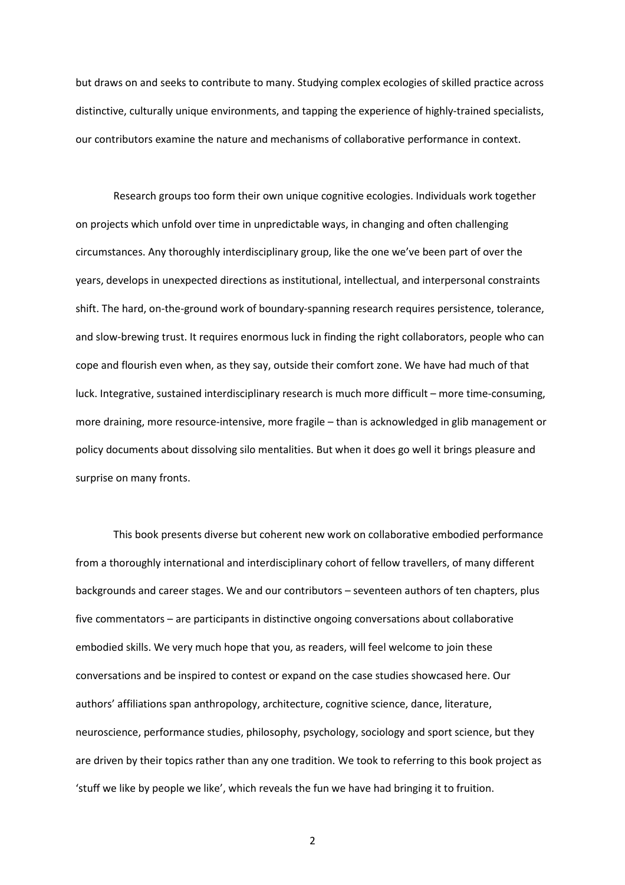but draws on and seeks to contribute to many. Studying complex ecologies of skilled practice across distinctive, culturally unique environments, and tapping the experience of highly-trained specialists, our contributors examine the nature and mechanisms of collaborative performance in context.

Research groups too form their own unique cognitive ecologies. Individuals work together on projects which unfold over time in unpredictable ways, in changing and often challenging circumstances. Any thoroughly interdisciplinary group, like the one we've been part of over the years, develops in unexpected directions as institutional, intellectual, and interpersonal constraints shift. The hard, on-the-ground work of boundary-spanning research requires persistence, tolerance, and slow-brewing trust. It requires enormous luck in finding the right collaborators, people who can cope and flourish even when, as they say, outside their comfort zone. We have had much of that luck. Integrative, sustained interdisciplinary research is much more difficult – more time-consuming, more draining, more resource-intensive, more fragile – than is acknowledged in glib management or policy documents about dissolving silo mentalities. But when it does go well it brings pleasure and surprise on many fronts.

This book presents diverse but coherent new work on collaborative embodied performance from a thoroughly international and interdisciplinary cohort of fellow travellers, of many different backgrounds and career stages. We and our contributors – seventeen authors of ten chapters, plus five commentators – are participants in distinctive ongoing conversations about collaborative embodied skills. We very much hope that you, as readers, will feel welcome to join these conversations and be inspired to contest or expand on the case studies showcased here. Our authors' affiliations span anthropology, architecture, cognitive science, dance, literature, neuroscience, performance studies, philosophy, psychology, sociology and sport science, but they are driven by their topics rather than any one tradition. We took to referring to this book project as 'stuff we like by people we like', which reveals the fun we have had bringing it to fruition.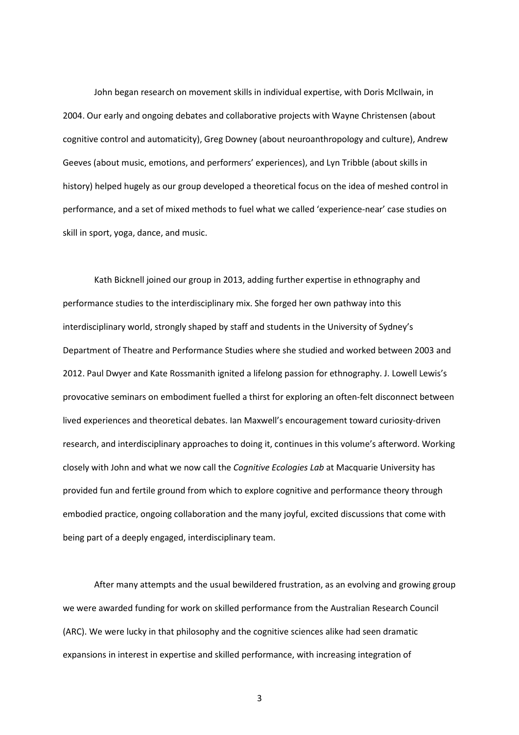John began research on movement skills in individual expertise, with Doris McIlwain, in 2004. Our early and ongoing debates and collaborative projects with Wayne Christensen (about cognitive control and automaticity), Greg Downey (about neuroanthropology and culture), Andrew Geeves (about music, emotions, and performers' experiences), and Lyn Tribble (about skills in history) helped hugely as our group developed a theoretical focus on the idea of meshed control in performance, and a set of mixed methods to fuel what we called 'experience-near' case studies on skill in sport, yoga, dance, and music.

Kath Bicknell joined our group in 2013, adding further expertise in ethnography and performance studies to the interdisciplinary mix. She forged her own pathway into this interdisciplinary world, strongly shaped by staff and students in the University of Sydney's Department of Theatre and Performance Studies where she studied and worked between 2003 and 2012. Paul Dwyer and Kate Rossmanith ignited a lifelong passion for ethnography. J. Lowell Lewis's provocative seminars on embodiment fuelled a thirst for exploring an often-felt disconnect between lived experiences and theoretical debates. Ian Maxwell's encouragement toward curiosity-driven research, and interdisciplinary approaches to doing it, continues in this volume's afterword. Working closely with John and what we now call the *Cognitive Ecologies Lab* at Macquarie University has provided fun and fertile ground from which to explore cognitive and performance theory through embodied practice, ongoing collaboration and the many joyful, excited discussions that come with being part of a deeply engaged, interdisciplinary team.

After many attempts and the usual bewildered frustration, as an evolving and growing group we were awarded funding for work on skilled performance from the Australian Research Council (ARC). We were lucky in that philosophy and the cognitive sciences alike had seen dramatic expansions in interest in expertise and skilled performance, with increasing integration of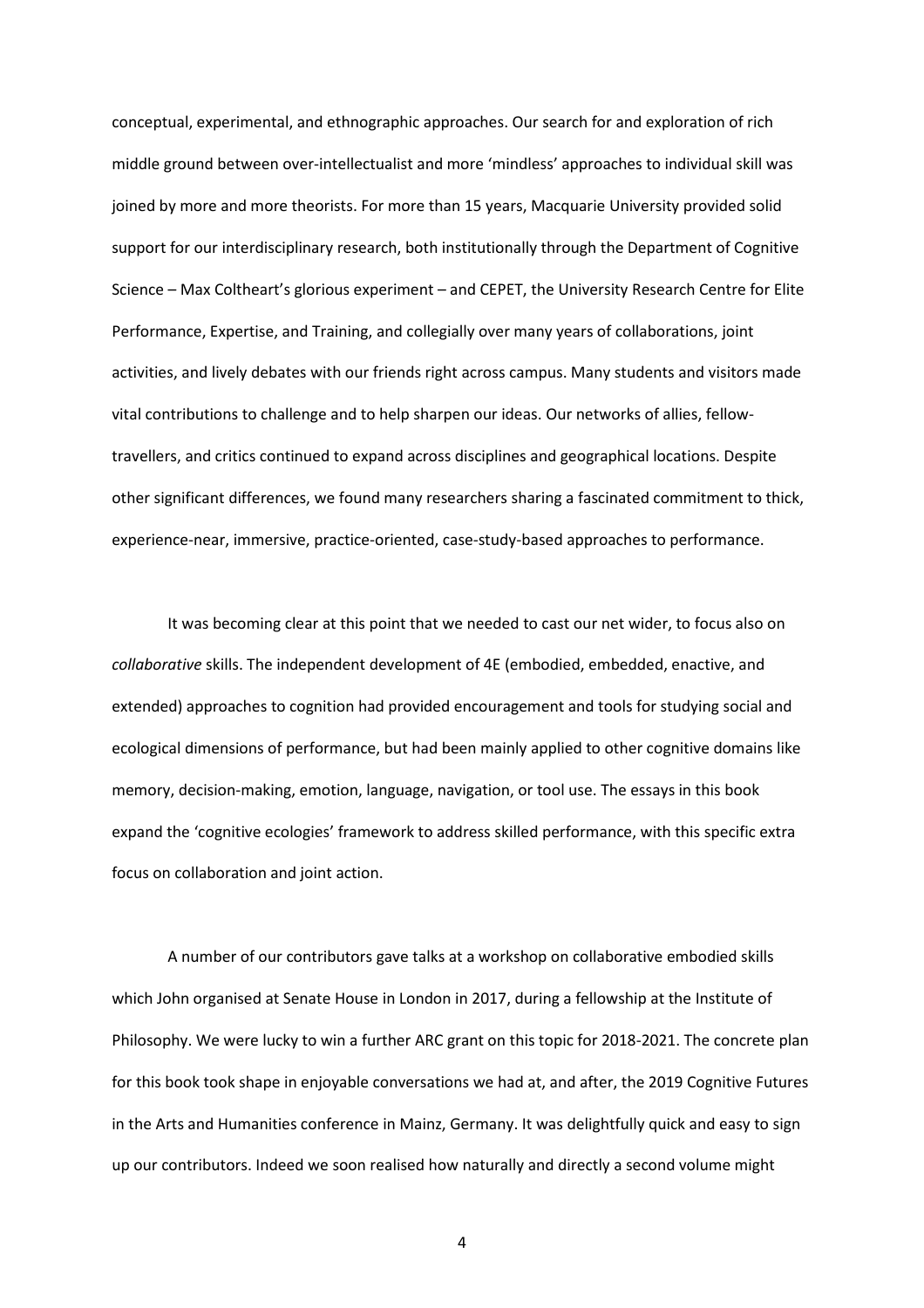conceptual, experimental, and ethnographic approaches. Our search for and exploration of rich middle ground between over-intellectualist and more 'mindless' approaches to individual skill was joined by more and more theorists. For more than 15 years, Macquarie University provided solid support for our interdisciplinary research, both institutionally through the Department of Cognitive Science – Max Coltheart's glorious experiment – and CEPET, the University Research Centre for Elite Performance, Expertise, and Training, and collegially over many years of collaborations, joint activities, and lively debates with our friends right across campus. Many students and visitors made vital contributions to challenge and to help sharpen our ideas. Our networks of allies, fellow-travellers, and critics continued to expand across disciplines and geographical locations. Despite other significant differences, we found many researchers sharing a fascinated commitment to thick, experience-near, immersive, practice-oriented, case-study-based approaches to performance.

It was becoming clear at this point that we needed to cast our net wider, to focus also on *collaborative* skills. The independent development of 4E (embodied, embedded, enactive, and extended) approaches to cognition had provided encouragement and tools for studying social and ecological dimensions of performance, but had been mainly applied to other cognitive domains like memory, decision-making, emotion, language, navigation, or tool use. The essays in this book expand the 'cognitive ecologies' framework to address skilled performance, with this specific extra focus on collaboration and joint action.

A number of our contributors gave talks at a workshop on collaborative embodied skills which John organised at Senate House in London in 2017, during a fellowship at the Institute of Philosophy. We were lucky to win a further ARC grant on this topic for 2018-2021. The concrete plan for this book took shape in enjoyable conversations we had at, and after, the 2019 Cognitive Futures in the Arts and Humanities conference in Mainz, Germany. It was delightfully quick and easy to sign up our contributors. Indeed we soon realised how naturally and directly a second volume might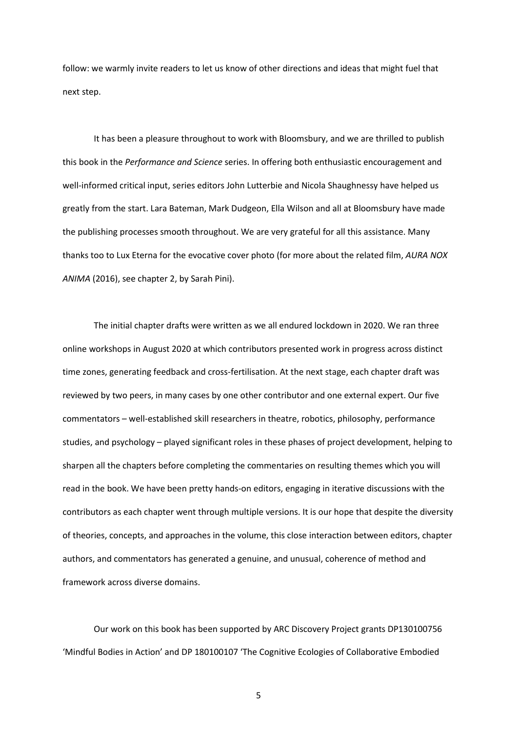follow: we warmly invite readers to let us know of other directions and ideas that might fuel that next step.

It has been a pleasure throughout to work with Bloomsbury, and we are thrilled to publish this book in the *Performance and Science* series. In offering both enthusiastic encouragement and well-informed critical input, series editors John Lutterbie and Nicola Shaughnessy have helped us greatly from the start. Lara Bateman, Mark Dudgeon, Ella Wilson and all at Bloomsbury have made the publishing processes smooth throughout. We are very grateful for all this assistance. Many thanks too to Lux Eterna for the evocative cover photo (for more about the related film, *AURA NOX ANIMA* (2016), see chapter 2, by Sarah Pini).

The initial chapter drafts were written as we all endured lockdown in 2020. We ran three online workshops in August 2020 at which contributors presented work in progress across distinct time zones, generating feedback and cross-fertilisation. At the next stage, each chapter draft was reviewed by two peers, in many cases by one other contributor and one external expert. Our five commentators – well-established skill researchers in theatre, robotics, philosophy, performance studies, and psychology – played significant roles in these phases of project development, helping to sharpen all the chapters before completing the commentaries on resulting themes which you will read in the book. We have been pretty hands-on editors, engaging in iterative discussions with the contributors as each chapter went through multiple versions. It is our hope that despite the diversity of theories, concepts, and approaches in the volume, this close interaction between editors, chapter authors, and commentators has generated a genuine, and unusual, coherence of method and framework across diverse domains.

Our work on this book has been supported by ARC Discovery Project grants DP130100756 'Mindful Bodies in Action' and DP 180100107 'The Cognitive Ecologies of Collaborative Embodied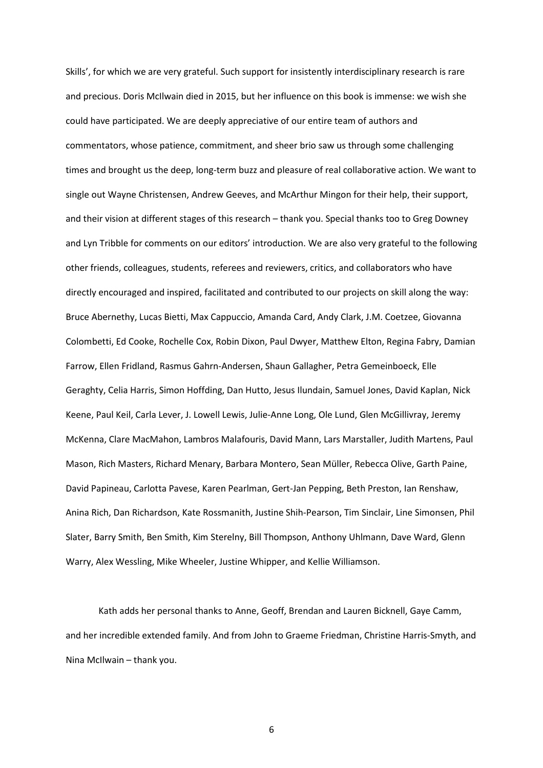Skills', for which we are very grateful. Such support for insistently interdisciplinary research is rare and precious. Doris McIlwain died in 2015, but her influence on this book is immense: we wish she could have participated. We are deeply appreciative of our entire team of authors and commentators, whose patience, commitment, and sheer brio saw us through some challenging times and brought us the deep, long-term buzz and pleasure of real collaborative action. We want to single out Wayne Christensen, Andrew Geeves, and McArthur Mingon for their help, their support, and their vision at different stages of this research – thank you. Special thanks too to Greg Downey and Lyn Tribble for comments on our editors' introduction. We are also very grateful to the following other friends, colleagues, students, referees and reviewers, critics, and collaborators who have directly encouraged and inspired, facilitated and contributed to our projects on skill along the way: Bruce Abernethy, Lucas Bietti, Max Cappuccio, Amanda Card, Andy Clark, J.M. Coetzee, Giovanna Colombetti, Ed Cooke, Rochelle Cox, Robin Dixon, Paul Dwyer, Matthew Elton, Regina Fabry, Damian Farrow, Ellen Fridland, Rasmus Gahrn-Andersen, Shaun Gallagher, Petra Gemeinboeck, Elle Geraghty, Celia Harris, Simon Hoffding, Dan Hutto, Jesus Ilundain, Samuel Jones, David Kaplan, Nick Keene, Paul Keil, Carla Lever, J. Lowell Lewis, Julie-Anne Long, Ole Lund, Glen McGillivray, Jeremy McKenna, Clare MacMahon, Lambros Malafouris, David Mann, Lars Marstaller, Judith Martens, Paul Mason, Rich Masters, Richard Menary, Barbara Montero, Sean Müller, Rebecca Olive, Garth Paine, David Papineau, Carlotta Pavese, Karen Pearlman, Gert-Jan Pepping, Beth Preston, Ian Renshaw, Anina Rich, Dan Richardson, Kate Rossmanith, Justine Shih-Pearson, Tim Sinclair, Line Simonsen, Phil Slater, Barry Smith, Ben Smith, Kim Sterelny, Bill Thompson, Anthony Uhlmann, Dave Ward, Glenn Warry, Alex Wessling, Mike Wheeler, Justine Whipper, and Kellie Williamson.

Kath adds her personal thanks to Anne, Geoff, Brendan and Lauren Bicknell, Gaye Camm, and her incredible extended family. And from John to Graeme Friedman, Christine Harris-Smyth, and Nina McIlwain – thank you.